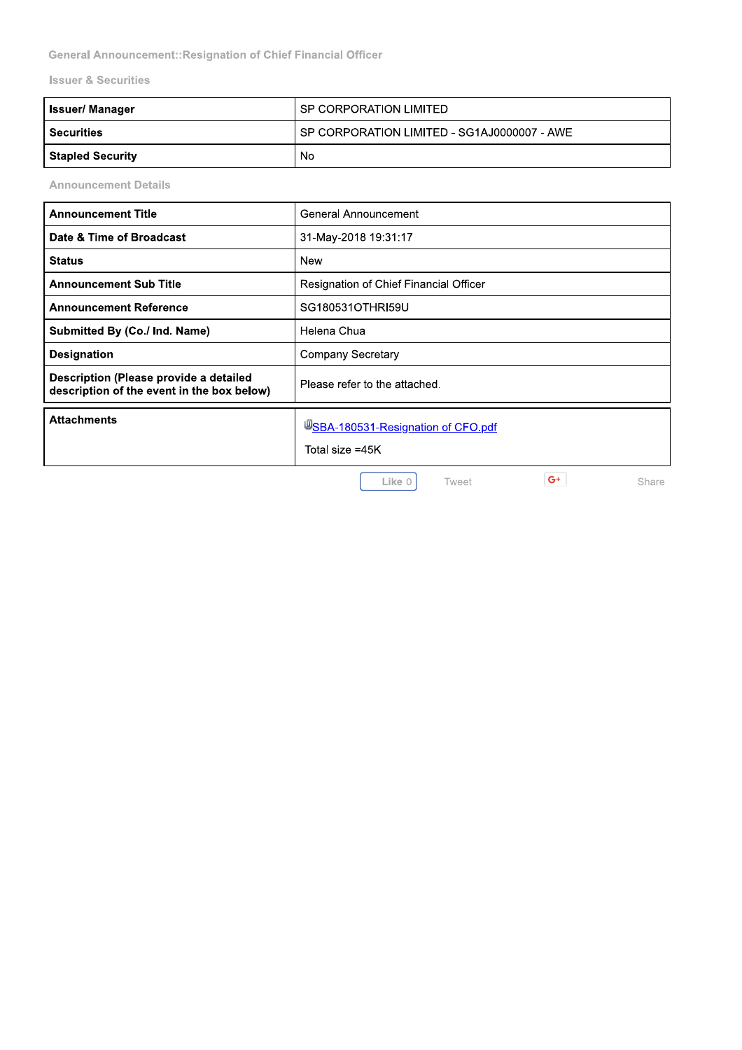General Announcement::Resignation of Chief Financial Officer

Issuer & Securities

| Issuer/ Manager | SP CORPORATION LIMITED |
| --- | --- |
| Securities | SP CORPORATION LIMITED - SG1AJ0000007 - AWE |
| Stapled Security | No |

Announcement Details

| Announcement Title | General Announcement |
| --- | --- |
| Date & Time of Broadcast | 31-May-2018 19:31:17 |
| Status | New |
| Announcement Sub Title | Resignation of Chief Financial Officer |
| Announcement Reference | SG180531OTHRI59U |
| Submitted By (Co./ Ind. Name) | Helena Chua |
| Designation | Company Secretary |
| Description (Please provide a detailed description of the event in the box below) | Please refer to the attached. |

| Attachments | SBA-180531-Resignation of CFO.pdf<br>Total size =45K |
| --- | --- |

Like 0 Tweet G+ Share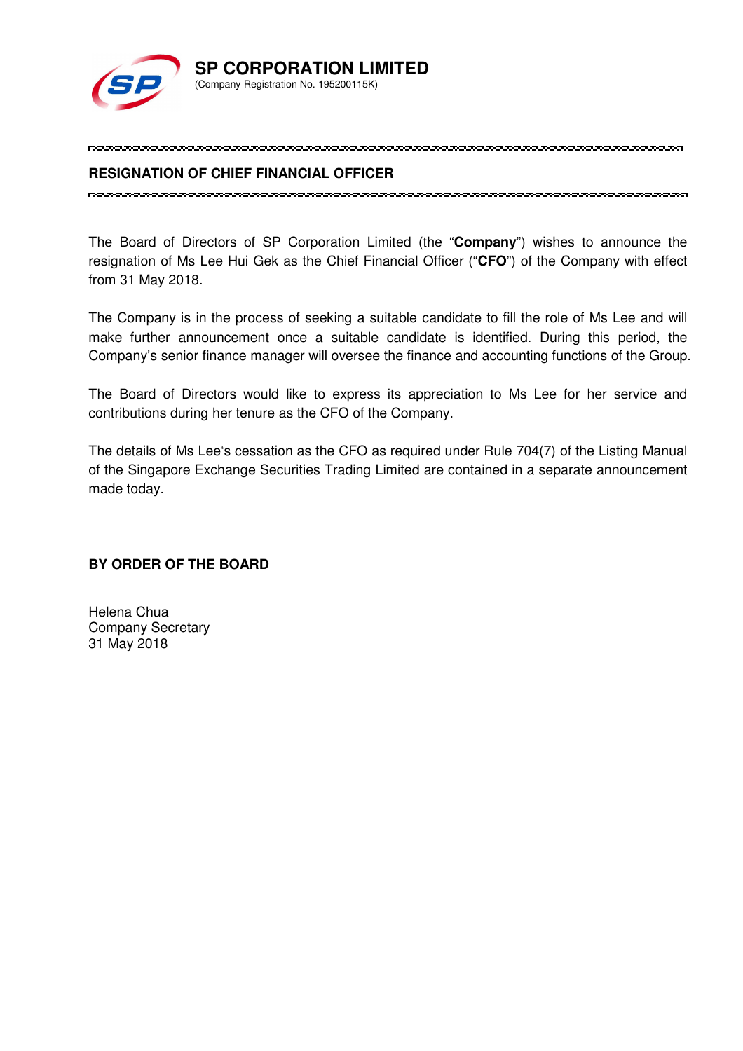**SP CORPORATION LIMITED**
(Company Registration No. 195200115K)

## RESIGNATION OF CHIEF FINANCIAL OFFICER

The Board of Directors of SP Corporation Limited (the "**Company**") wishes to announce the resignation of Ms Lee Hui Gek as the Chief Financial Officer ("**CFO**") of the Company with effect from 31 May 2018.

The Company is in the process of seeking a suitable candidate to fill the role of Ms Lee and will make further announcement once a suitable candidate is identified. During this period, the Company's senior finance manager will oversee the finance and accounting functions of the Group.

The Board of Directors would like to express its appreciation to Ms Lee for her service and contributions during her tenure as the CFO of the Company.

The details of Ms Lee's cessation as the CFO as required under Rule 704(7) of the Listing Manual of the Singapore Exchange Securities Trading Limited are contained in a separate announcement made today.

**BY ORDER OF THE BOARD**

Helena Chua
Company Secretary
31 May 2018